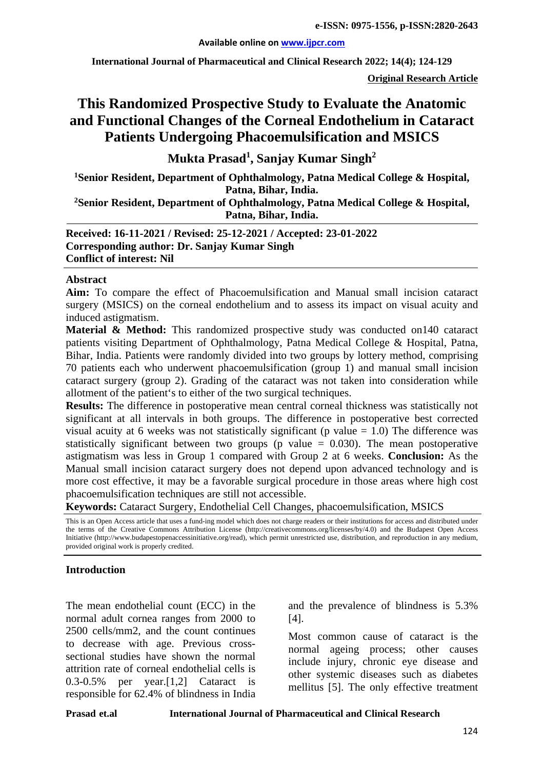e-ISSN: 0975-1556, p-ISSN:2820-2643

Available online on www.ijpcr.com

International Journal of Pharmaceutical and Clinical Research 2022; 14(4); 124-129

**Original Research Article**

# This Randomized Prospective Study to Evaluate the Anatomic and Functional Changes of the Corneal Endothelium in Cataract Patients Undergoing Phacoemulsification and MSICS

**Mukta Prasad[1], Sanjay Kumar Singh[2]**

**[1]Senior Resident, Department of Ophthalmology, Patna Medical College & Hospital, Patna, Bihar, India.**

**[2]Senior Resident, Department of Ophthalmology, Patna Medical College & Hospital, Patna, Bihar, India.**

**Received: 16-11-2021 / Revised: 25-12-2021 / Accepted: 23-01-2022**
**Corresponding author: Dr. Sanjay Kumar Singh**
**Conflict of interest: Nil**

## Abstract

**Aim:** To compare the effect of Phacoemulsification and Manual small incision cataract surgery (MSICS) on the corneal endothelium and to assess its impact on visual acuity and induced astigmatism.

**Material & Method:** This randomized prospective study was conducted on140 cataract patients visiting Department of Ophthalmology, Patna Medical College & Hospital, Patna, Bihar, India. Patients were randomly divided into two groups by lottery method, comprising 70 patients each who underwent phacoemulsification (group 1) and manual small incision cataract surgery (group 2). Grading of the cataract was not taken into consideration while allotment of the patient's to either of the two surgical techniques.

**Results:** The difference in postoperative mean central corneal thickness was statistically not significant at all intervals in both groups. The difference in postoperative best corrected visual acuity at 6 weeks was not statistically significant (p value = 1.0) The difference was statistically significant between two groups (p value = 0.030). The mean postoperative astigmatism was less in Group 1 compared with Group 2 at 6 weeks. **Conclusion:** As the Manual small incision cataract surgery does not depend upon advanced technology and is more cost effective, it may be a favorable surgical procedure in those areas where high cost phacoemulsification techniques are still not accessible.

**Keywords:** Cataract Surgery, Endothelial Cell Changes, phacoemulsification, MSICS

This is an Open Access article that uses a fund-ing model which does not charge readers or their institutions for access and distributed under the terms of the Creative Commons Attribution License (http://creativecommons.org/licenses/by/4.0) and the Budapest Open Access Initiative (http://www.budapestopenaccessinitiative.org/read), which permit unrestricted use, distribution, and reproduction in any medium, provided original work is properly credited.

## Introduction

The mean endothelial count (ECC) in the normal adult cornea ranges from 2000 to 2500 cells/mm2, and the count continues to decrease with age. Previous cross-sectional studies have shown the normal attrition rate of corneal endothelial cells is 0.3-0.5% per year.[1,2] Cataract is responsible for 62.4% of blindness in India and the prevalence of blindness is 5.3% [4].

Most common cause of cataract is the normal ageing process; other causes include injury, chronic eye disease and other systemic diseases such as diabetes mellitus [5]. The only effective treatment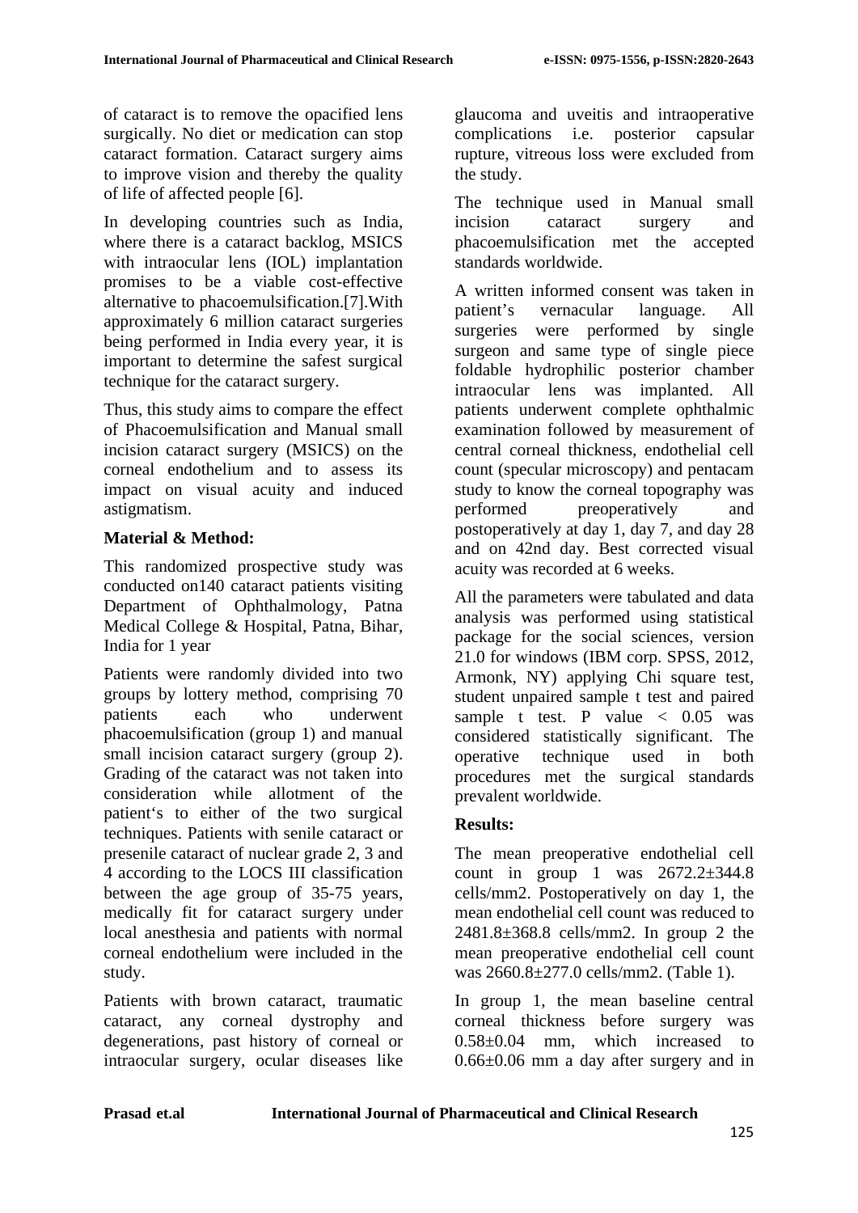of cataract is to remove the opacified lens surgically. No diet or medication can stop cataract formation. Cataract surgery aims to improve vision and thereby the quality of life of affected people [6].

In developing countries such as India, where there is a cataract backlog, MSICS with intraocular lens (IOL) implantation promises to be a viable cost-effective alternative to phacoemulsification.[7].With approximately 6 million cataract surgeries being performed in India every year, it is important to determine the safest surgical technique for the cataract surgery.

Thus, this study aims to compare the effect of Phacoemulsification and Manual small incision cataract surgery (MSICS) on the corneal endothelium and to assess its impact on visual acuity and induced astigmatism.

## Material & Method:

This randomized prospective study was conducted on140 cataract patients visiting Department of Ophthalmology, Patna Medical College & Hospital, Patna, Bihar, India for 1 year

Patients were randomly divided into two groups by lottery method, comprising 70 patients each who underwent phacoemulsification (group 1) and manual small incision cataract surgery (group 2). Grading of the cataract was not taken into consideration while allotment of the patient's to either of the two surgical techniques. Patients with senile cataract or presenile cataract of nuclear grade 2, 3 and 4 according to the LOCS III classification between the age group of 35-75 years, medically fit for cataract surgery under local anesthesia and patients with normal corneal endothelium were included in the study.

Patients with brown cataract, traumatic cataract, any corneal dystrophy and degenerations, past history of corneal or intraocular surgery, ocular diseases like glaucoma and uveitis and intraoperative complications i.e. posterior capsular rupture, vitreous loss were excluded from the study.

The technique used in Manual small incision cataract surgery and phacoemulsification met the accepted standards worldwide.

A written informed consent was taken in patient's vernacular language. All surgeries were performed by single surgeon and same type of single piece foldable hydrophilic posterior chamber intraocular lens was implanted. All patients underwent complete ophthalmic examination followed by measurement of central corneal thickness, endothelial cell count (specular microscopy) and pentacam study to know the corneal topography was performed preoperatively and postoperatively at day 1, day 7, and day 28 and on 42nd day. Best corrected visual acuity was recorded at 6 weeks.

All the parameters were tabulated and data analysis was performed using statistical package for the social sciences, version 21.0 for windows (IBM corp. SPSS, 2012, Armonk, NY) applying Chi square test, student unpaired sample t test and paired sample t test. P value $< 0.05$ was considered statistically significant. The operative technique used in both procedures met the surgical standards prevalent worldwide.

## Results:

The mean preoperative endothelial cell count in group 1 was 2672.2±344.8 cells/mm2. Postoperatively on day 1, the mean endothelial cell count was reduced to 2481.8±368.8 cells/mm2. In group 2 the mean preoperative endothelial cell count was 2660.8±277.0 cells/mm2. (Table 1).

In group 1, the mean baseline central corneal thickness before surgery was 0.58±0.04 mm, which increased to 0.66±0.06 mm a day after surgery and in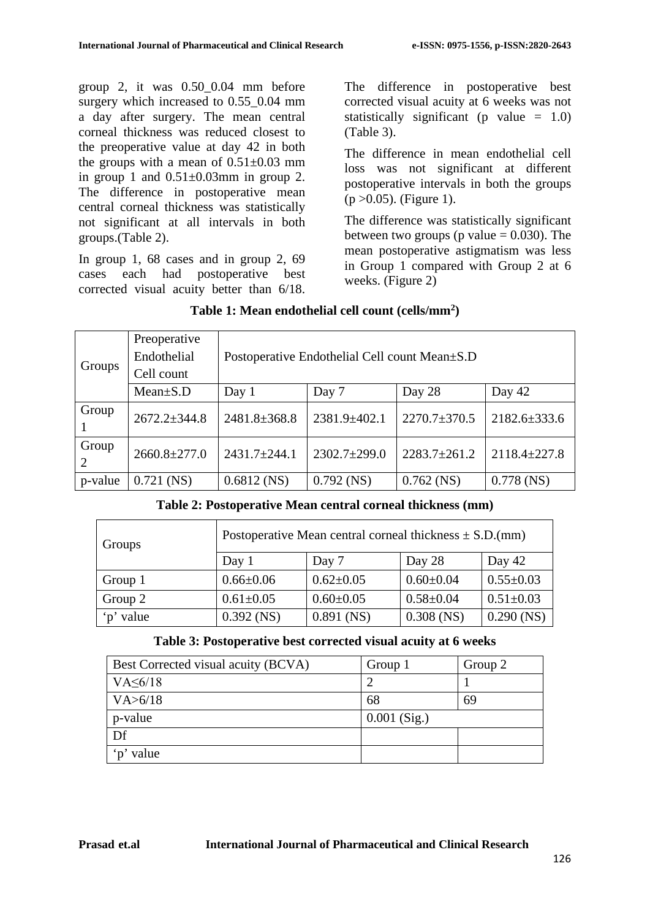group 2, it was 0.50_0.04 mm before surgery which increased to 0.55_0.04 mm a day after surgery. The mean central corneal thickness was reduced closest to the preoperative value at day 42 in both the groups with a mean of 0.51±0.03 mm in group 1 and 0.51±0.03mm in group 2. The difference in postoperative mean central corneal thickness was statistically not significant at all intervals in both groups.(Table 2).

In group 1, 68 cases and in group 2, 69 cases each had postoperative best corrected visual acuity better than 6/18. The difference in postoperative best corrected visual acuity at 6 weeks was not statistically significant (p value = 1.0) (Table 3).

The difference in mean endothelial cell loss was not significant at different postoperative intervals in both the groups (p >0.05). (Figure 1).

The difference was statistically significant between two groups (p value = 0.030). The mean postoperative astigmatism was less in Group 1 compared with Group 2 at 6 weeks. (Figure 2)

**Table 1: Mean endothelial cell count (cells/mm$^2$)**

| Groups | Preoperative Endothelial Cell count | Postoperative Endothelial Cell count Mean±S.D | | | |
|---|---|---|---|---|---|
| | Mean±S.D | Day 1 | Day 7 | Day 28 | Day 42 |
| Group 1 | 2672.2±344.8 | 2481.8±368.8 | 2381.9±402.1 | 2270.7±370.5 | 2182.6±333.6 |
| Group 2 | 2660.8±277.0 | 2431.7±244.1 | 2302.7±299.0 | 2283.7±261.2 | 2118.4±227.8 |
| p-value | 0.721 (NS) | 0.6812 (NS) | 0.792 (NS) | 0.762 (NS) | 0.778 (NS) |

**Table 2: Postoperative Mean central corneal thickness (mm)**

| Groups | Postoperative Mean central corneal thickness ± S.D.(mm) | | | |
|---|---|---|---|---|
| | Day 1 | Day 7 | Day 28 | Day 42 |
| Group 1 | 0.66±0.06 | 0.62±0.05 | 0.60±0.04 | 0.55±0.03 |
| Group 2 | 0.61±0.05 | 0.60±0.05 | 0.58±0.04 | 0.51±0.03 |
| 'p' value | 0.392 (NS) | 0.891 (NS) | 0.308 (NS) | 0.290 (NS) |

**Table 3: Postoperative best corrected visual acuity at 6 weeks**

| Best Corrected visual acuity (BCVA) | Group 1 | Group 2 |
|---|---|---|
| VA≤6/18 | 2 | 1 |
| VA>6/18 | 68 | 69 |
| p-value | 0.001 (Sig.) | |
| Df | | |
| 'p' value | | |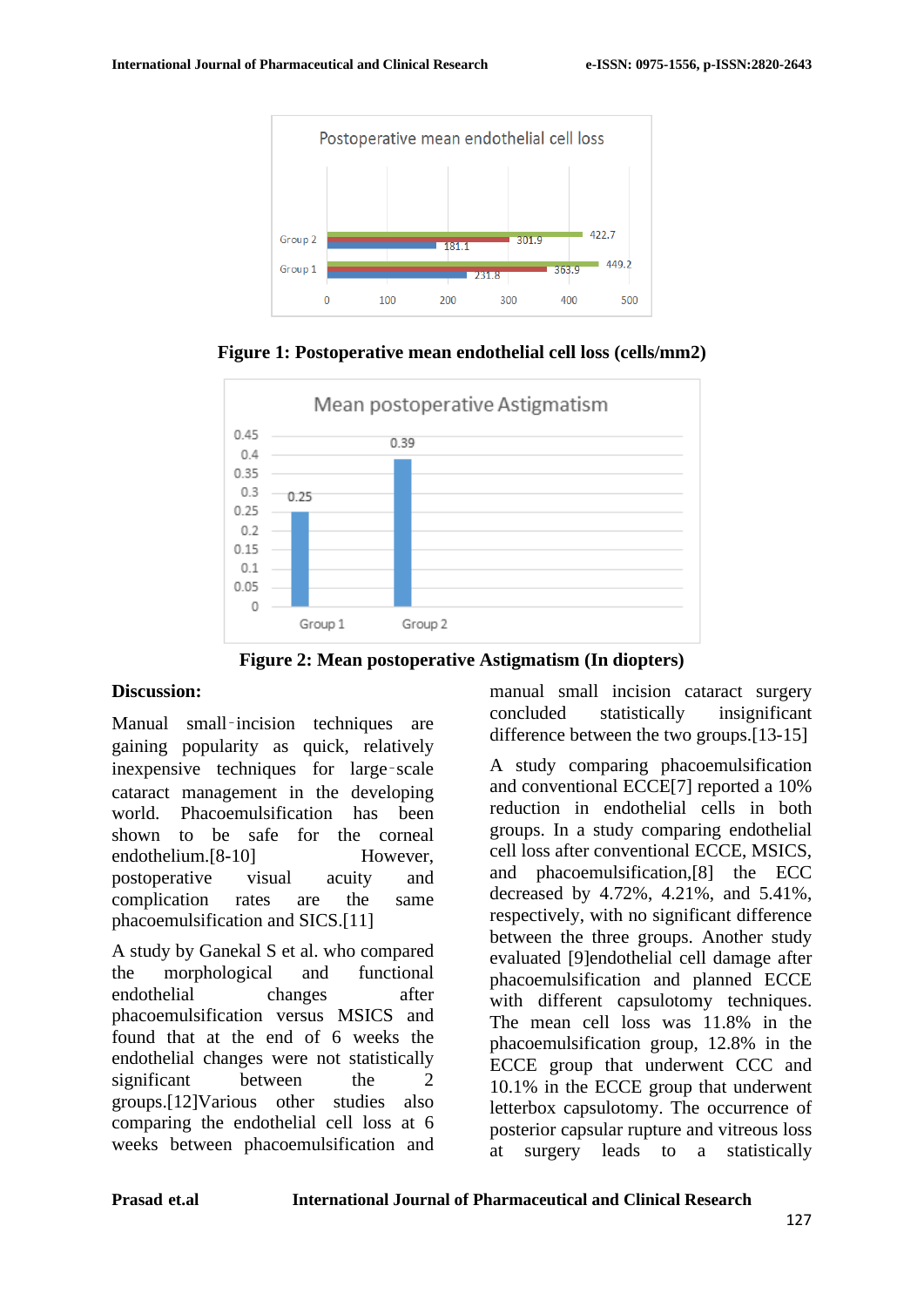Figure 1: Postoperative mean endothelial cell loss (cells/mm2)

Figure 2: Mean postoperative Astigmatism (In diopters)

**Discussion:**

Manual small-incision techniques are gaining popularity as quick, relatively inexpensive techniques for large-scale cataract management in the developing world. Phacoemulsification has been shown to be safe for the corneal endothelium.[8-10] However, postoperative visual acuity and complication rates are the same phacoemulsification and SICS.[11]

A study by Ganekal S et al. who compared the morphological and functional endothelial changes after phacoemulsification versus MSICS and found that at the end of 6 weeks the endothelial changes were not statistically significant between the 2 groups.[12]Various other studies also comparing the endothelial cell loss at 6 weeks between phacoemulsification and manual small incision cataract surgery concluded statistically insignificant difference between the two groups.[13-15]

A study comparing phacoemulsification and conventional ECCE[7] reported a 10% reduction in endothelial cells in both groups. In a study comparing endothelial cell loss after conventional ECCE, MSICS, and phacoemulsification,[8] the ECC decreased by 4.72%, 4.21%, and 5.41%, respectively, with no significant difference between the three groups. Another study evaluated [9]endothelial cell damage after phacoemulsification and planned ECCE with different capsulotomy techniques. The mean cell loss was 11.8% in the phacoemulsification group, 12.8% in the ECCE group that underwent CCC and 10.1% in the ECCE group that underwent letterbox capsulotomy. The occurrence of posterior capsular rupture and vitreous loss at surgery leads to a statistically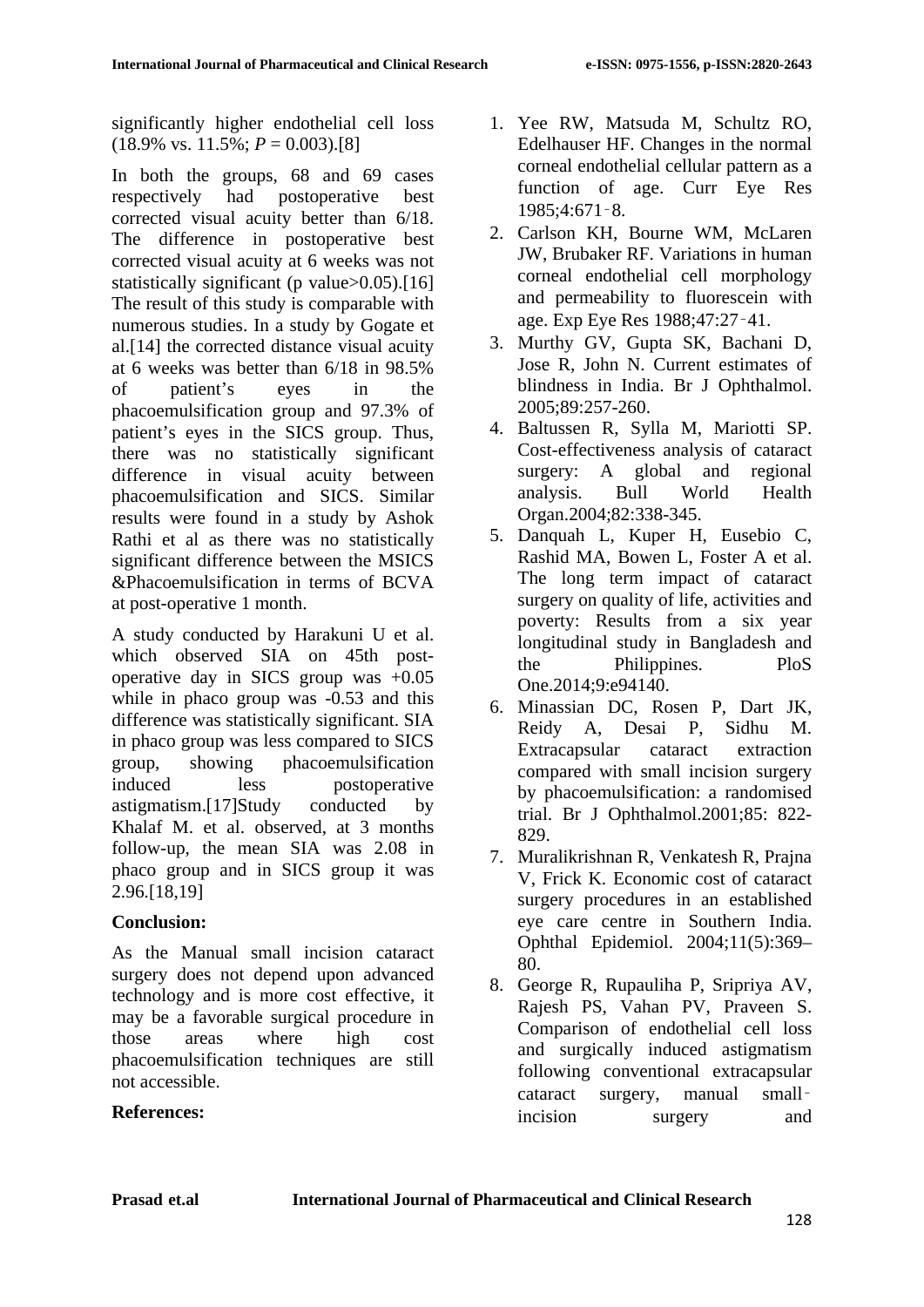significantly higher endothelial cell loss (18.9% vs. 11.5%; *P* = 0.003).[8]

In both the groups, 68 and 69 cases respectively had postoperative best corrected visual acuity better than 6/18. The difference in postoperative best corrected visual acuity at 6 weeks was not statistically significant (p value>0.05).[16] The result of this study is comparable with numerous studies. In a study by Gogate et al.[14] the corrected distance visual acuity at 6 weeks was better than 6/18 in 98.5% of patient's eyes in the phacoemulsification group and 97.3% of patient's eyes in the SICS group. Thus, there was no statistically significant difference in visual acuity between phacoemulsification and SICS. Similar results were found in a study by Ashok Rathi et al as there was no statistically significant difference between the MSICS &Phacoemulsification in terms of BCVA at post-operative 1 month.

A study conducted by Harakuni U et al. which observed SIA on 45th post-operative day in SICS group was +0.05 while in phaco group was -0.53 and this difference was statistically significant. SIA in phaco group was less compared to SICS group, showing phacoemulsification induced less postoperative astigmatism.[17]Study conducted by Khalaf M. et al. observed, at 3 months follow-up, the mean SIA was 2.08 in phaco group and in SICS group it was 2.96.[18,19]

**Conclusion:**

As the Manual small incision cataract surgery does not depend upon advanced technology and is more cost effective, it may be a favorable surgical procedure in those areas where high cost phacoemulsification techniques are still not accessible.

**References:**

1. Yee RW, Matsuda M, Schultz RO, Edelhauser HF. Changes in the normal corneal endothelial cellular pattern as a function of age. Curr Eye Res 1985;4:671‑8.
2. Carlson KH, Bourne WM, McLaren JW, Brubaker RF. Variations in human corneal endothelial cell morphology and permeability to fluorescein with age. Exp Eye Res 1988;47:27‑41.
3. Murthy GV, Gupta SK, Bachani D, Jose R, John N. Current estimates of blindness in India. Br J Ophthalmol. 2005;89:257-260.
4. Baltussen R, Sylla M, Mariotti SP. Cost-effectiveness analysis of cataract surgery: A global and regional analysis. Bull World Health Organ.2004;82:338-345.
5. Danquah L, Kuper H, Eusebio C, Rashid MA, Bowen L, Foster A et al. The long term impact of cataract surgery on quality of life, activities and poverty: Results from a six year longitudinal study in Bangladesh and the Philippines. PloS One.2014;9:e94140.
6. Minassian DC, Rosen P, Dart JK, Reidy A, Desai P, Sidhu M. Extracapsular cataract extraction compared with small incision surgery by phacoemulsification: a randomised trial. Br J Ophthalmol.2001;85: 822-829.
7. Muralikrishnan R, Venkatesh R, Prajna V, Frick K. Economic cost of cataract surgery procedures in an established eye care centre in Southern India. Ophthal Epidemiol. 2004;11(5):369–80.
8. George R, Rupauliha P, Sripriya AV, Rajesh PS, Vahan PV, Praveen S. Comparison of endothelial cell loss and surgically induced astigmatism following conventional extracapsular cataract surgery, manual small‑incision surgery and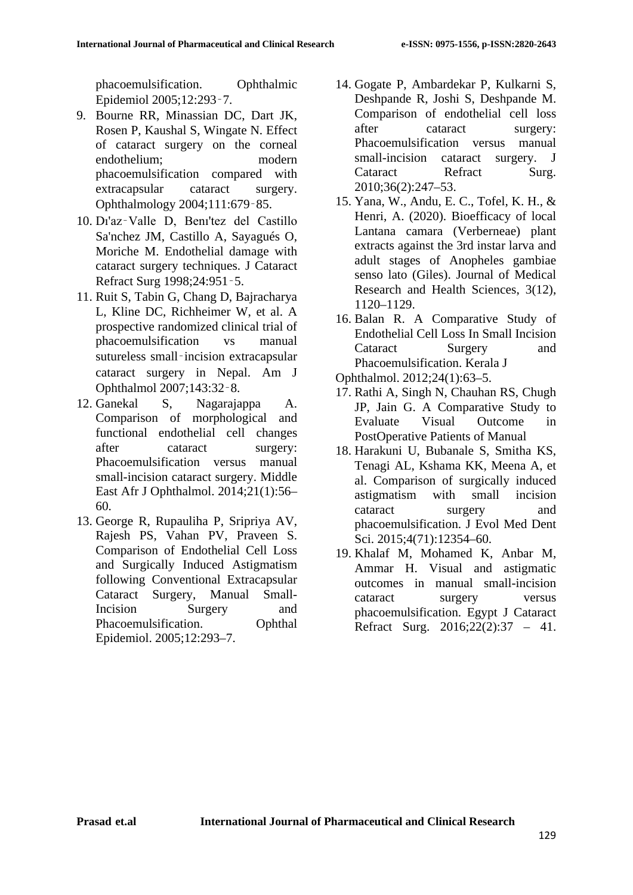phacoemulsification. Ophthalmic Epidemiol 2005;12:293‑7.

9. Bourne RR, Minassian DC, Dart JK, Rosen P, Kaushal S, Wingate N. Effect of cataract surgery on the corneal endothelium; modern phacoemulsification compared with extracapsular cataract surgery. Ophthalmology 2004;111:679‑85.
10. Dı'az‑Valle D, Benı'tez del Castillo Sa'nchez JM, Castillo A, Sayagués O, Moriche M. Endothelial damage with cataract surgery techniques. J Cataract Refract Surg 1998;24:951‑5.
11. Ruit S, Tabin G, Chang D, Bajracharya L, Kline DC, Richheimer W, et al. A prospective randomized clinical trial of phacoemulsification vs manual sutureless small‑incision extracapsular cataract surgery in Nepal. Am J Ophthalmol 2007;143:32‑8.
12. Ganekal S, Nagarajappa A. Comparison of morphological and functional endothelial cell changes after cataract surgery: Phacoemulsification versus manual small-incision cataract surgery. Middle East Afr J Ophthalmol. 2014;21(1):56–60.
13. George R, Rupauliha P, Sripriya AV, Rajesh PS, Vahan PV, Praveen S. Comparison of Endothelial Cell Loss and Surgically Induced Astigmatism following Conventional Extracapsular Cataract Surgery, Manual Small-Incision Surgery and Phacoemulsification. Ophthal Epidemiol. 2005;12:293–7.
14. Gogate P, Ambardekar P, Kulkarni S, Deshpande R, Joshi S, Deshpande M. Comparison of endothelial cell loss after cataract surgery: Phacoemulsification versus manual small-incision cataract surgery. J Cataract Refract Surg. 2010;36(2):247–53.
15. Yana, W., Andu, E. C., Tofel, K. H., & Henri, A. (2020). Bioefficacy of local Lantana camara (Verberneae) plant extracts against the 3rd instar larva and adult stages of Anopheles gambiae senso lato (Giles). Journal of Medical Research and Health Sciences, 3(12), 1120–1129.
16. Balan R. A Comparative Study of Endothelial Cell Loss In Small Incision Cataract Surgery and Phacoemulsification. Kerala J Ophthalmol. 2012;24(1):63–5.
17. Rathi A, Singh N, Chauhan RS, Chugh JP, Jain G. A Comparative Study to Evaluate Visual Outcome in PostOperative Patients of Manual
18. Harakuni U, Bubanale S, Smitha KS, Tenagi AL, Kshama KK, Meena A, et al. Comparison of surgically induced astigmatism with small incision cataract surgery and phacoemulsification. J Evol Med Dent Sci. 2015;4(71):12354–60.
19. Khalaf M, Mohamed K, Anbar M, Ammar H. Visual and astigmatic outcomes in manual small-incision cataract surgery versus phacoemulsification. Egypt J Cataract Refract Surg. 2016;22(2):37 – 41.